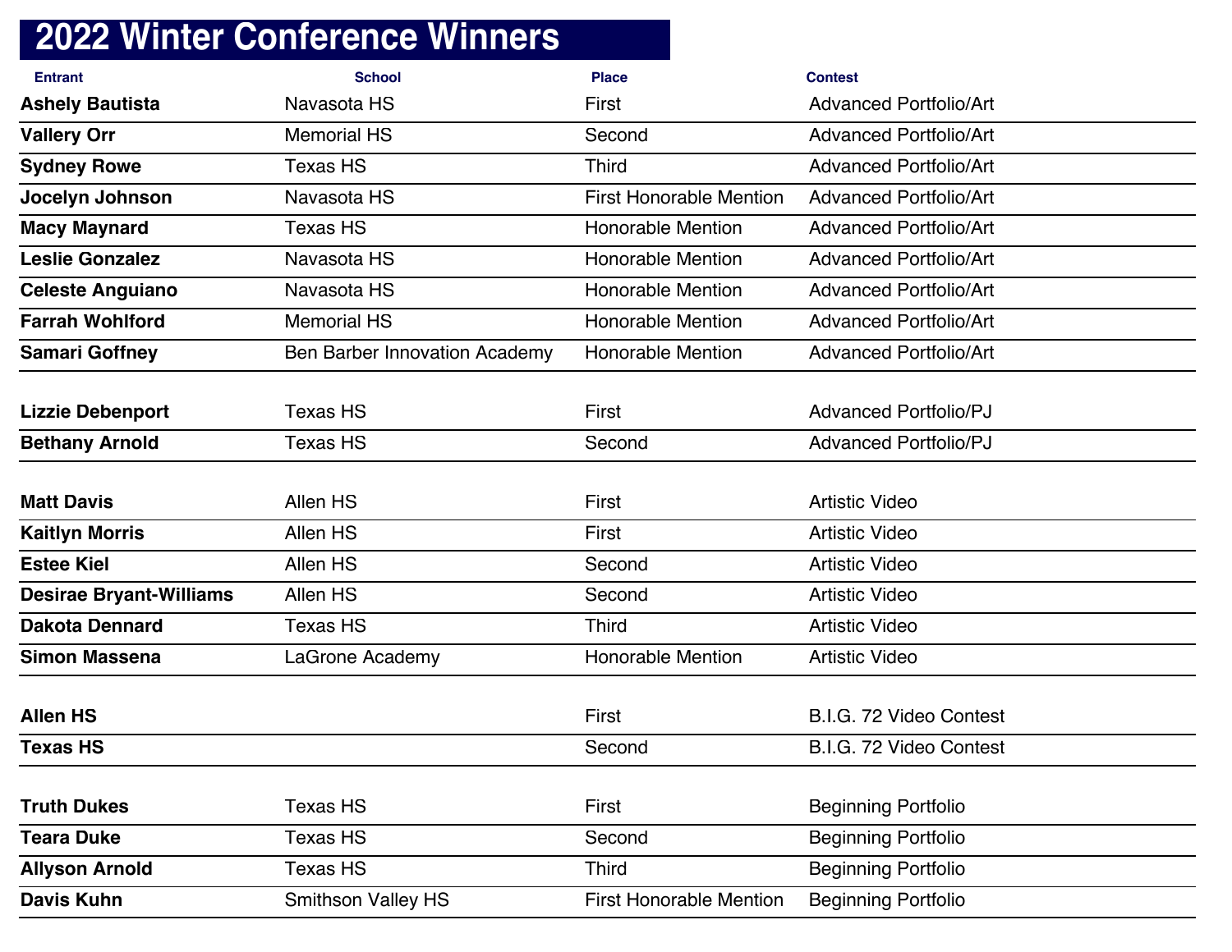# 2022 Winter Conference Winners

| Entrant | School | Place | Contest |
|---|---|---|---|
| **Ashely Bautista** | Navasota HS | First | Advanced Portfolio/Art |
| **Vallery Orr** | Memorial HS | Second | Advanced Portfolio/Art |
| **Sydney Rowe** | Texas HS | Third | Advanced Portfolio/Art |
| **Jocelyn Johnson** | Navasota HS | First Honorable Mention | Advanced Portfolio/Art |
| **Macy Maynard** | Texas HS | Honorable Mention | Advanced Portfolio/Art |
| **Leslie Gonzalez** | Navasota HS | Honorable Mention | Advanced Portfolio/Art |
| **Celeste Anguiano** | Navasota HS | Honorable Mention | Advanced Portfolio/Art |
| **Farrah Wohlford** | Memorial HS | Honorable Mention | Advanced Portfolio/Art |
| **Samari Goffney** | Ben Barber Innovation Academy | Honorable Mention | Advanced Portfolio/Art |
| **Lizzie Debenport** | Texas HS | First | Advanced Portfolio/PJ |
| **Bethany Arnold** | Texas HS | Second | Advanced Portfolio/PJ |
| **Matt Davis** | Allen HS | First | Artistic Video |
| **Kaitlyn Morris** | Allen HS | First | Artistic Video |
| **Estee Kiel** | Allen HS | Second | Artistic Video |
| **Desirae Bryant-Williams** | Allen HS | Second | Artistic Video |
| **Dakota Dennard** | Texas HS | Third | Artistic Video |
| **Simon Massena** | LaGrone Academy | Honorable Mention | Artistic Video |
| **Allen HS** | | First | B.I.G. 72 Video Contest |
| **Texas HS** | | Second | B.I.G. 72 Video Contest |
| **Truth Dukes** | Texas HS | First | Beginning Portfolio |
| **Teara Duke** | Texas HS | Second | Beginning Portfolio |
| **Allyson Arnold** | Texas HS | Third | Beginning Portfolio |
| **Davis Kuhn** | Smithson Valley HS | First Honorable Mention | Beginning Portfolio |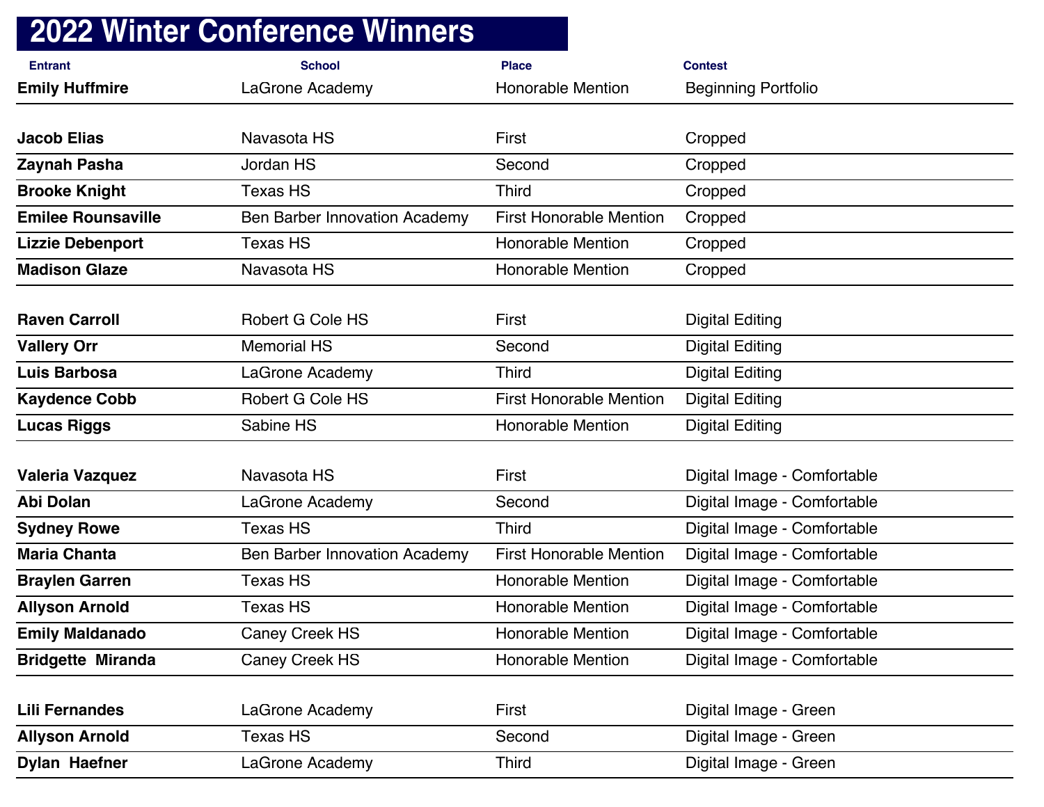# 2022 Winter Conference Winners

| Entrant | School | Place | Contest |
|---|---|---|---|
| **Emily Huffmire** | LaGrone Academy | Honorable Mention | Beginning Portfolio |
| **Jacob Elias** | Navasota HS | First | Cropped |
| **Zaynah Pasha** | Jordan HS | Second | Cropped |
| **Brooke Knight** | Texas HS | Third | Cropped |
| **Emilee Rounsaville** | Ben Barber Innovation Academy | First Honorable Mention | Cropped |
| **Lizzie Debenport** | Texas HS | Honorable Mention | Cropped |
| **Madison Glaze** | Navasota HS | Honorable Mention | Cropped |
| **Raven Carroll** | Robert G Cole HS | First | Digital Editing |
| **Vallery Orr** | Memorial HS | Second | Digital Editing |
| **Luis Barbosa** | LaGrone Academy | Third | Digital Editing |
| **Kaydence Cobb** | Robert G Cole HS | First Honorable Mention | Digital Editing |
| **Lucas Riggs** | Sabine HS | Honorable Mention | Digital Editing |
| **Valeria Vazquez** | Navasota HS | First | Digital Image - Comfortable |
| **Abi Dolan** | LaGrone Academy | Second | Digital Image - Comfortable |
| **Sydney Rowe** | Texas HS | Third | Digital Image - Comfortable |
| **Maria Chanta** | Ben Barber Innovation Academy | First Honorable Mention | Digital Image - Comfortable |
| **Braylen Garren** | Texas HS | Honorable Mention | Digital Image - Comfortable |
| **Allyson Arnold** | Texas HS | Honorable Mention | Digital Image - Comfortable |
| **Emily Maldanado** | Caney Creek HS | Honorable Mention | Digital Image - Comfortable |
| **Bridgette Miranda** | Caney Creek HS | Honorable Mention | Digital Image - Comfortable |
| **Lili Fernandes** | LaGrone Academy | First | Digital Image - Green |
| **Allyson Arnold** | Texas HS | Second | Digital Image - Green |
| **Dylan Haefner** | LaGrone Academy | Third | Digital Image - Green |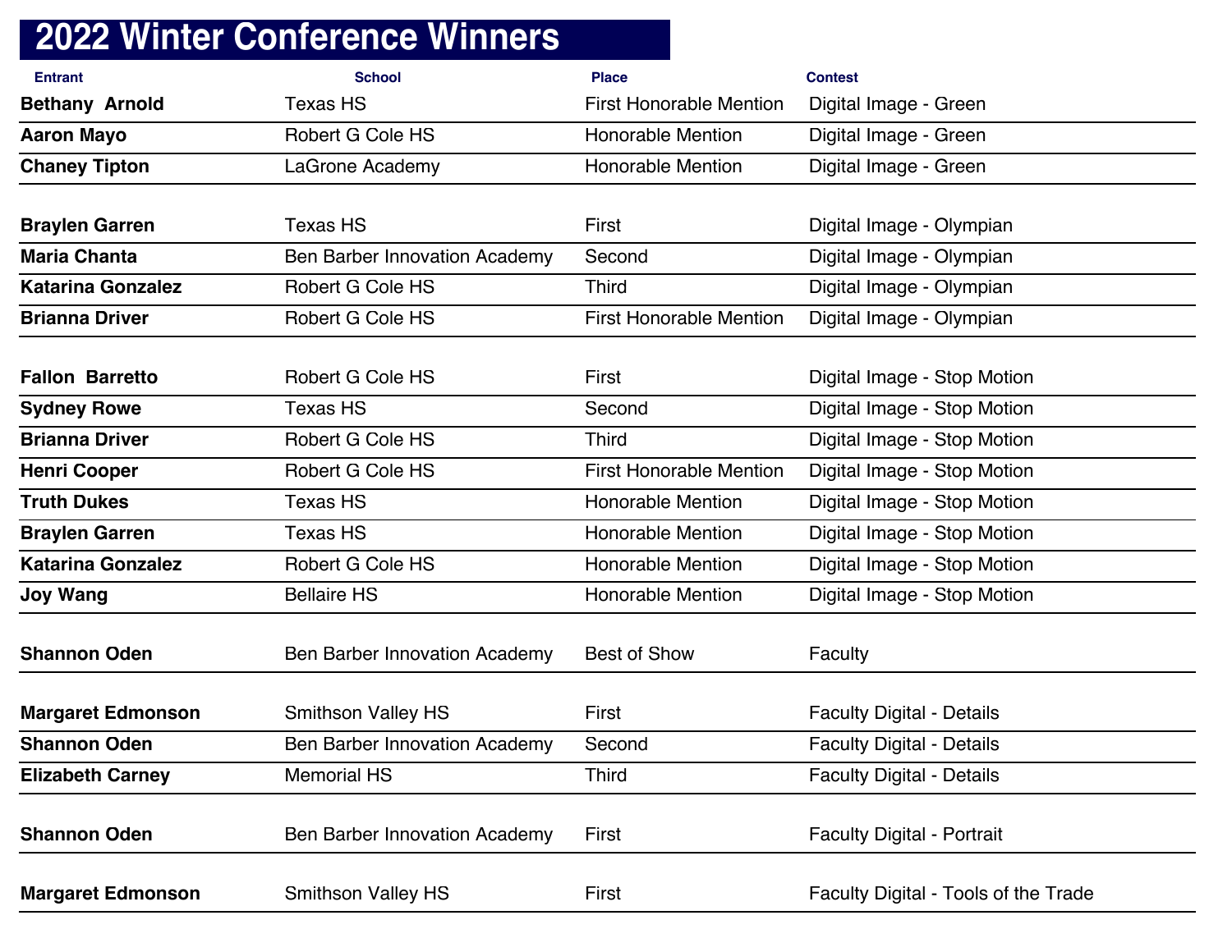# 2022 Winter Conference Winners

| Entrant | School | Place | Contest |
|---|---|---|---|
| **Bethany Arnold** | Texas HS | First Honorable Mention | Digital Image - Green |
| **Aaron Mayo** | Robert G Cole HS | Honorable Mention | Digital Image - Green |
| **Chaney Tipton** | LaGrone Academy | Honorable Mention | Digital Image - Green |
| | | | |
| **Braylen Garren** | Texas HS | First | Digital Image - Olympian |
| **Maria Chanta** | Ben Barber Innovation Academy | Second | Digital Image - Olympian |
| **Katarina Gonzalez** | Robert G Cole HS | Third | Digital Image - Olympian |
| **Brianna Driver** | Robert G Cole HS | First Honorable Mention | Digital Image - Olympian |
| | | | |
| **Fallon Barretto** | Robert G Cole HS | First | Digital Image - Stop Motion |
| **Sydney Rowe** | Texas HS | Second | Digital Image - Stop Motion |
| **Brianna Driver** | Robert G Cole HS | Third | Digital Image - Stop Motion |
| **Henri Cooper** | Robert G Cole HS | First Honorable Mention | Digital Image - Stop Motion |
| **Truth Dukes** | Texas HS | Honorable Mention | Digital Image - Stop Motion |
| **Braylen Garren** | Texas HS | Honorable Mention | Digital Image - Stop Motion |
| **Katarina Gonzalez** | Robert G Cole HS | Honorable Mention | Digital Image - Stop Motion |
| **Joy Wang** | Bellaire HS | Honorable Mention | Digital Image - Stop Motion |
| | | | |
| **Shannon Oden** | Ben Barber Innovation Academy | Best of Show | Faculty |
| | | | |
| **Margaret Edmonson** | Smithson Valley HS | First | Faculty Digital - Details |
| **Shannon Oden** | Ben Barber Innovation Academy | Second | Faculty Digital - Details |
| **Elizabeth Carney** | Memorial HS | Third | Faculty Digital - Details |
| | | | |
| **Shannon Oden** | Ben Barber Innovation Academy | First | Faculty Digital - Portrait |
| | | | |
| **Margaret Edmonson** | Smithson Valley HS | First | Faculty Digital - Tools of the Trade |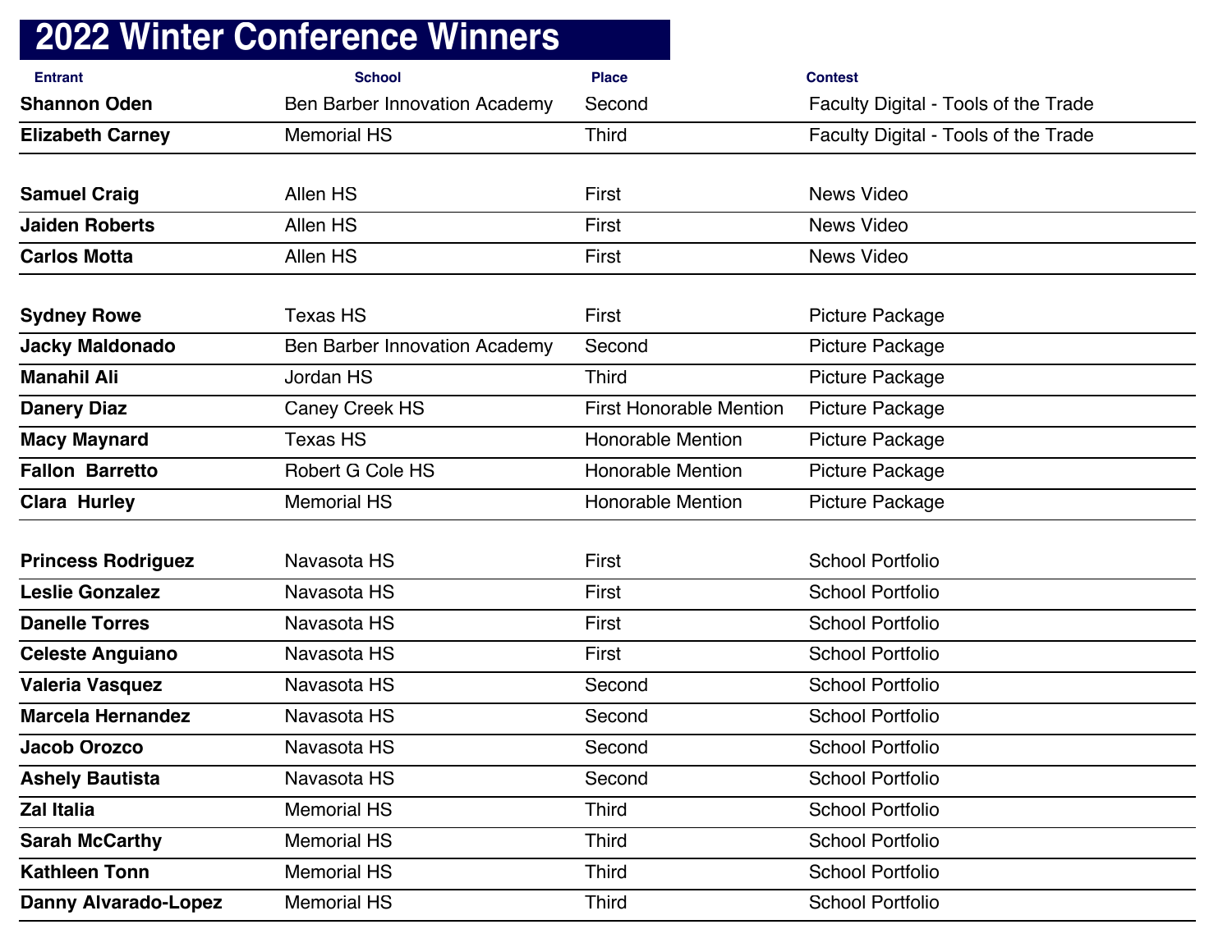# 2022 Winter Conference Winners

| Entrant | School | Place | Contest |
|---|---|---|---|
| **Shannon Oden** | Ben Barber Innovation Academy | Second | Faculty Digital - Tools of the Trade |
| **Elizabeth Carney** | Memorial HS | Third | Faculty Digital - Tools of the Trade |
| | | | |
| **Samuel Craig** | Allen HS | First | News Video |
| **Jaiden Roberts** | Allen HS | First | News Video |
| **Carlos Motta** | Allen HS | First | News Video |
| | | | |
| **Sydney Rowe** | Texas HS | First | Picture Package |
| **Jacky Maldonado** | Ben Barber Innovation Academy | Second | Picture Package |
| **Manahil Ali** | Jordan HS | Third | Picture Package |
| **Danery Diaz** | Caney Creek HS | First Honorable Mention | Picture Package |
| **Macy Maynard** | Texas HS | Honorable Mention | Picture Package |
| **Fallon Barretto** | Robert G Cole HS | Honorable Mention | Picture Package |
| **Clara Hurley** | Memorial HS | Honorable Mention | Picture Package |
| | | | |
| **Princess Rodriguez** | Navasota HS | First | School Portfolio |
| **Leslie Gonzalez** | Navasota HS | First | School Portfolio |
| **Danelle Torres** | Navasota HS | First | School Portfolio |
| **Celeste Anguiano** | Navasota HS | First | School Portfolio |
| **Valeria Vasquez** | Navasota HS | Second | School Portfolio |
| **Marcela Hernandez** | Navasota HS | Second | School Portfolio |
| **Jacob Orozco** | Navasota HS | Second | School Portfolio |
| **Ashely Bautista** | Navasota HS | Second | School Portfolio |
| **Zal Italia** | Memorial HS | Third | School Portfolio |
| **Sarah McCarthy** | Memorial HS | Third | School Portfolio |
| **Kathleen Tonn** | Memorial HS | Third | School Portfolio |
| **Danny Alvarado-Lopez** | Memorial HS | Third | School Portfolio |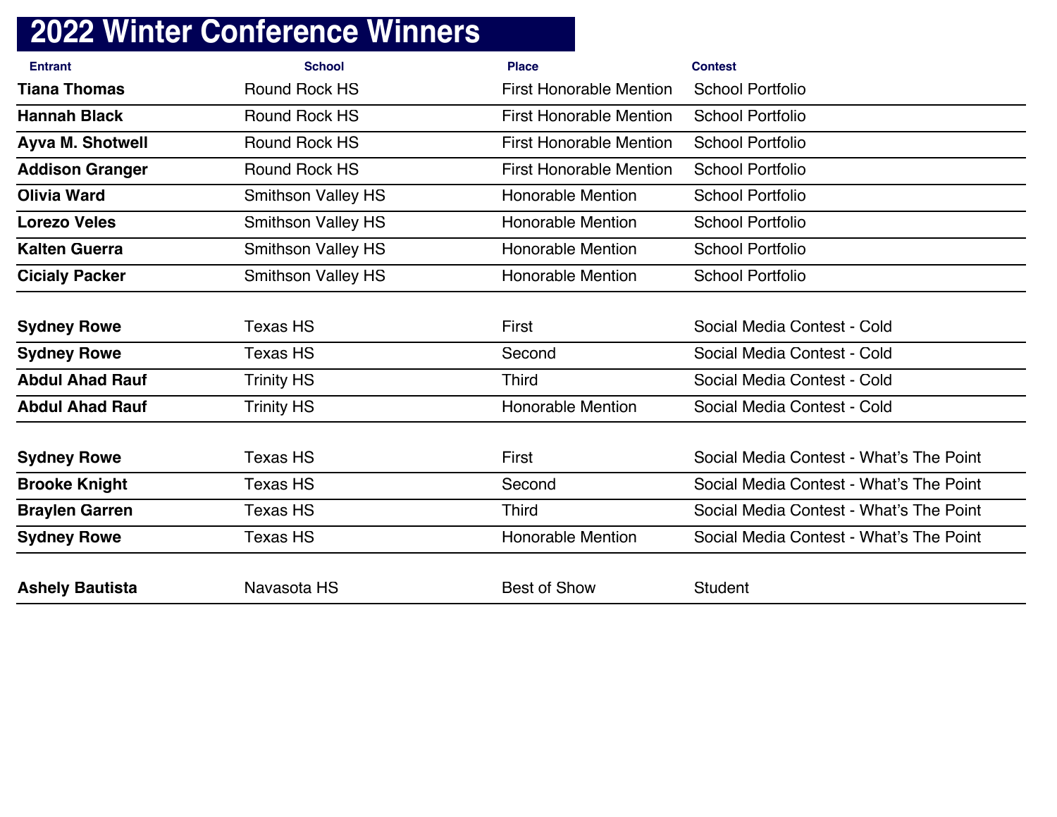# 2022 Winter Conference Winners

| Entrant | School | Place | Contest |
|---|---|---|---|
| **Tiana Thomas** | Round Rock HS | First Honorable Mention | School Portfolio |
| **Hannah Black** | Round Rock HS | First Honorable Mention | School Portfolio |
| **Ayva M. Shotwell** | Round Rock HS | First Honorable Mention | School Portfolio |
| **Addison Granger** | Round Rock HS | First Honorable Mention | School Portfolio |
| **Olivia Ward** | Smithson Valley HS | Honorable Mention | School Portfolio |
| **Lorezo Veles** | Smithson Valley HS | Honorable Mention | School Portfolio |
| **Kalten Guerra** | Smithson Valley HS | Honorable Mention | School Portfolio |
| **Cicialy Packer** | Smithson Valley HS | Honorable Mention | School Portfolio |
| **Sydney Rowe** | Texas HS | First | Social Media Contest - Cold |
| **Sydney Rowe** | Texas HS | Second | Social Media Contest - Cold |
| **Abdul Ahad Rauf** | Trinity HS | Third | Social Media Contest - Cold |
| **Abdul Ahad Rauf** | Trinity HS | Honorable Mention | Social Media Contest - Cold |
| **Sydney Rowe** | Texas HS | First | Social Media Contest - What's The Point |
| **Brooke Knight** | Texas HS | Second | Social Media Contest - What's The Point |
| **Braylen Garren** | Texas HS | Third | Social Media Contest - What's The Point |
| **Sydney Rowe** | Texas HS | Honorable Mention | Social Media Contest - What's The Point |
| **Ashely Bautista** | Navasota HS | Best of Show | Student |